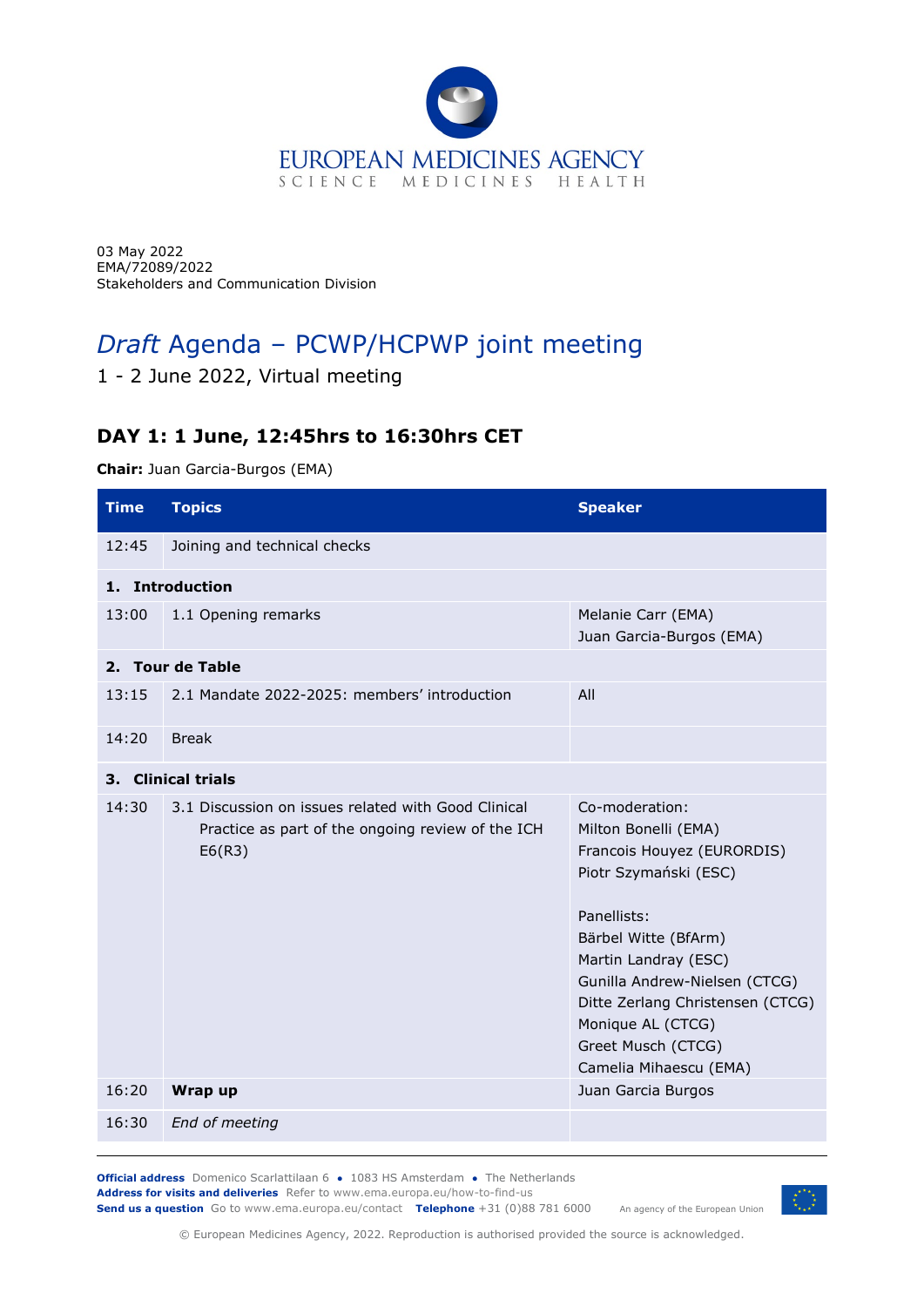EUROPEAN MEDICINES AGENCY
SCIENCE MEDICINES HEALTH

03 May 2022
EMA/72089/2022
Stakeholders and Communication Division

# *Draft* Agenda – PCWP/HCPWP joint meeting

1 - 2 June 2022, Virtual meeting

## DAY 1: 1 June, 12:45hrs to 16:30hrs CET

**Chair:** Juan Garcia-Burgos (EMA)

| Time | Topics | Speaker |
|---|---|---|
| 12:45 | Joining and technical checks | |
| **1. Introduction** | | |
| 13:00 | 1.1 Opening remarks | Melanie Carr (EMA)<br>Juan Garcia-Burgos (EMA) |
| **2. Tour de Table** | | |
| 13:15 | 2.1 Mandate 2022-2025: members' introduction | All |
| 14:20 | Break | |
| **3. Clinical trials** | | |
| 14:30 | 3.1 Discussion on issues related with Good Clinical Practice as part of the ongoing review of the ICH E6(R3) | Co-moderation:<br>Milton Bonelli (EMA)<br>Francois Houyez (EURORDIS)<br>Piotr Szymański (ESC)<br><br>Panellists:<br>Bärbel Witte (BfArM)<br>Martin Landray (ESC)<br>Gunilla Andrew-Nielsen (CTCG)<br>Ditte Zerlang Christensen (CTCG)<br>Monique AL (CTCG)<br>Greet Musch (CTCG)<br>Camelia Mihaescu (EMA) |
| 16:20 | **Wrap up** | Juan Garcia Burgos |
| 16:30 | *End of meeting* | |

**Official address** Domenico Scarlattilaan 6 ● 1083 HS Amsterdam ● The Netherlands
**Address for visits and deliveries** Refer to www.ema.europa.eu/how-to-find-us
**Send us a question** Go to www.ema.europa.eu/contact **Telephone** +31 (0)88 781 6000

An agency of the European Union

© European Medicines Agency, 2022. Reproduction is authorised provided the source is acknowledged.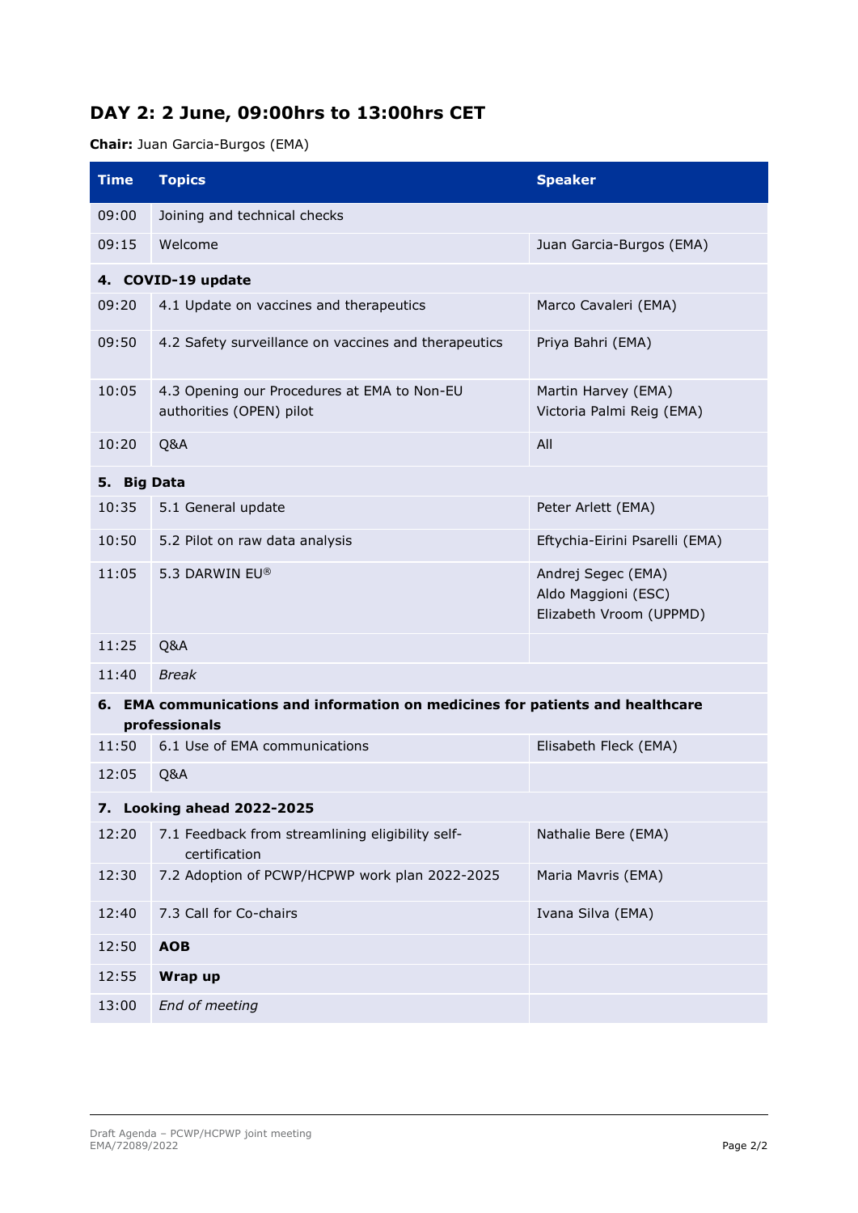## DAY 2: 2 June, 09:00hrs to 13:00hrs CET

**Chair:** Juan Garcia-Burgos (EMA)

| Time | Topics | Speaker |
|---|---|---|
| 09:00 | Joining and technical checks | |
| 09:15 | Welcome | Juan Garcia-Burgos (EMA) |
| **4. COVID-19 update** | | |
| 09:20 | 4.1 Update on vaccines and therapeutics | Marco Cavaleri (EMA) |
| 09:50 | 4.2 Safety surveillance on vaccines and therapeutics | Priya Bahri (EMA) |
| 10:05 | 4.3 Opening our Procedures at EMA to Non-EU authorities (OPEN) pilot | Martin Harvey (EMA)<br>Victoria Palmi Reig (EMA) |
| 10:20 | Q&A | All |
| **5. Big Data** | | |
| 10:35 | 5.1 General update | Peter Arlett (EMA) |
| 10:50 | 5.2 Pilot on raw data analysis | Eftychia-Eirini Psarelli (EMA) |
| 11:05 | 5.3 DARWIN EU® | Andrej Segec (EMA)<br>Aldo Maggioni (ESC)<br>Elizabeth Vroom (UPPMD) |
| 11:25 | Q&A | |
| 11:40 | *Break* | |
| **6. EMA communications and information on medicines for patients and healthcare professionals** | | |
| 11:50 | 6.1 Use of EMA communications | Elisabeth Fleck (EMA) |
| 12:05 | Q&A | |
| **7. Looking ahead 2022-2025** | | |
| 12:20 | 7.1 Feedback from streamlining eligibility self-certification | Nathalie Bere (EMA) |
| 12:30 | 7.2 Adoption of PCWP/HCPWP work plan 2022-2025 | Maria Mavris (EMA) |
| 12:40 | 7.3 Call for Co-chairs | Ivana Silva (EMA) |
| 12:50 | **AOB** | |
| 12:55 | **Wrap up** | |
| 13:00 | *End of meeting* | |

Draft Agenda – PCWP/HCPWP joint meeting
EMA/72089/2022